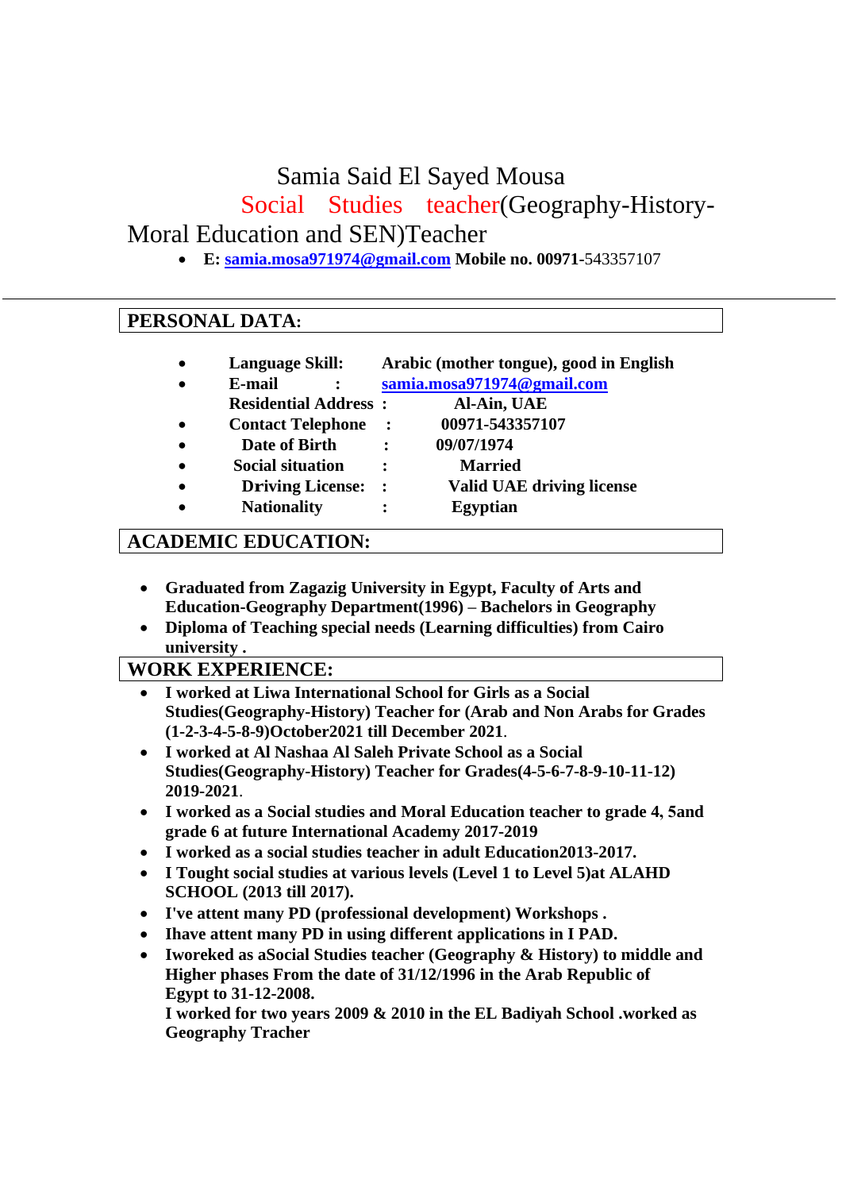# Samia Said El Sayed Mousa

## Social Studies teacher(Geography-History-Moral Education and SEN)Teacher

- **E: samia.mosa971974@gmail.com Mobile no. 00971-**543357107

## PERSONAL DATA:

- **Language Skill: Arabic (mother tongue), good in English**
- **E-mail : samia.mosa971974@gmail.com**
  **Residential Address : Al-Ain, UAE**
- **Contact Telephone : 00971-543357107**
- **Date of Birth : 09/07/1974**
- **Social situation : Married**
- **Driving License: : Valid UAE driving license**
- **Nationality : Egyptian**

## ACADEMIC EDUCATION:

- **Graduated from Zagazig University in Egypt, Faculty of Arts and Education-Geography Department(1996) – Bachelors in Geography**
- **Diploma of Teaching special needs (Learning difficulties) from Cairo university .**

## WORK EXPERIENCE:

- **I worked at Liwa International School for Girls as a Social Studies(Geography-History) Teacher for (Arab and Non Arabs for Grades (1-2-3-4-5-8-9)October2021 till December 2021**.
- **I worked at Al Nashaa Al Saleh Private School as a Social Studies(Geography-History) Teacher for Grades(4-5-6-7-8-9-10-11-12) 2019-2021**.
- **I worked as a Social studies and Moral Education teacher to grade 4, 5and grade 6 at future International Academy 2017-2019**
- **I worked as a social studies teacher in adult Education2013-2017.**
- **I Tought social studies at various levels (Level 1 to Level 5)at ALAHD SCHOOL (2013 till 2017).**
- **I've attent many PD (professional development) Workshops .**
- **Ihave attent many PD in using different applications in I PAD.**
- **Iworeked as aSocial Studies teacher (Geography & History) to middle and Higher phases From the date of 31/12/1996 in the Arab Republic of Egypt to 31-12-2008.**
  **I worked for two years 2009 & 2010 in the EL Badiyah School .worked as Geography Tracher**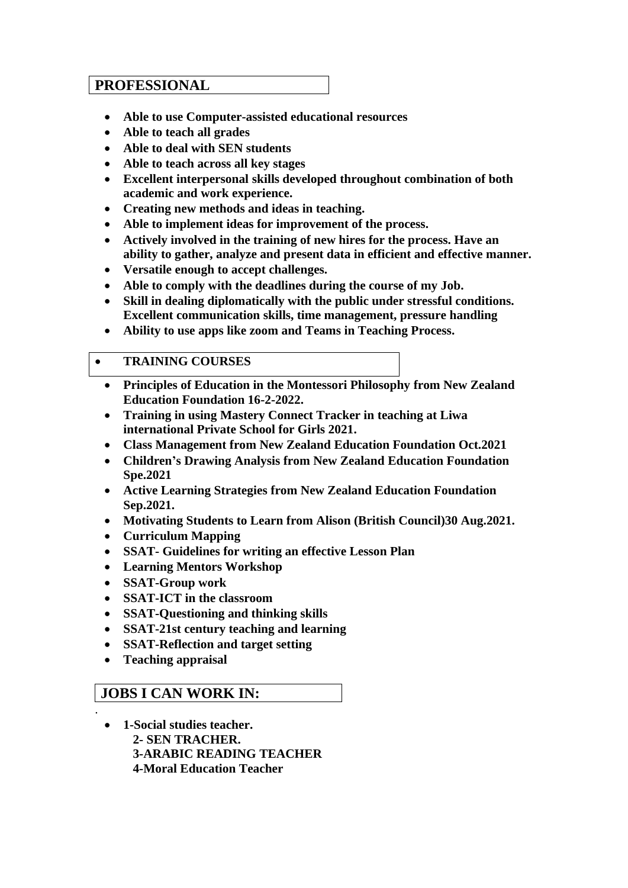## PROFESSIONAL

- **Able to use Computer-assisted educational resources**
- **Able to teach all grades**
- **Able to deal with SEN students**
- **Able to teach across all key stages**
- **Excellent interpersonal skills developed throughout combination of both academic and work experience.**
- **Creating new methods and ideas in teaching.**
- **Able to implement ideas for improvement of the process.**
- **Actively involved in the training of new hires for the process. Have an ability to gather, analyze and present data in efficient and effective manner.**
- **Versatile enough to accept challenges.**
- **Able to comply with the deadlines during the course of my Job.**
- **Skill in dealing diplomatically with the public under stressful conditions. Excellent communication skills, time management, pressure handling**
- **Ability to use apps like zoom and Teams in Teaching Process.**

## TRAINING COURSES

- **Principles of Education in the Montessori Philosophy from New Zealand Education Foundation 16-2-2022.**
- **Training in using Mastery Connect Tracker in teaching at Liwa international Private School for Girls 2021.**
- **Class Management from New Zealand Education Foundation Oct.2021**
- **Children's Drawing Analysis from New Zealand Education Foundation Spe.2021**
- **Active Learning Strategies from New Zealand Education Foundation Sep.2021.**
- **Motivating Students to Learn from Alison (British Council)30 Aug.2021.**
- **Curriculum Mapping**
- **SSAT- Guidelines for writing an effective Lesson Plan**
- **Learning Mentors Workshop**
- **SSAT-Group work**
- **SSAT-ICT in the classroom**
- **SSAT-Questioning and thinking skills**
- **SSAT-21st century teaching and learning**
- **SSAT-Reflection and target setting**
- **Teaching appraisal**

## JOBS I CAN WORK IN:

- **1-Social studies teacher.**
  **2- SEN TRACHER.**
  **3-ARABIC READING TEACHER**
  **4-Moral Education Teacher**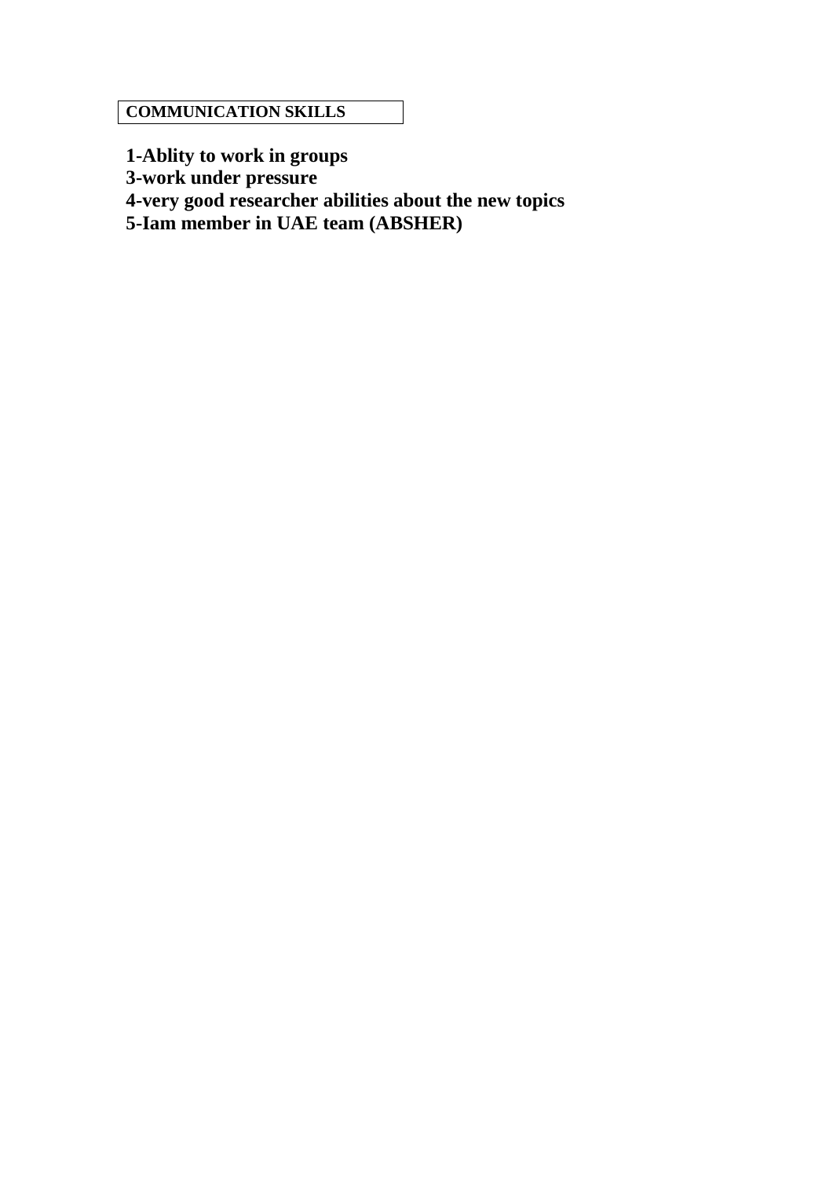**COMMUNICATION SKILLS**

**1-Ablity to work in groups**
**3-work under pressure**
**4-very good researcher abilities about the new topics**
**5-Iam member in UAE team (ABSHER)**